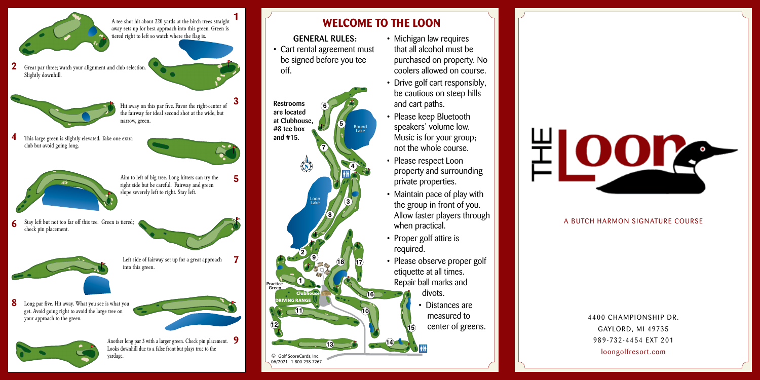**1** A tee shot hit about 220 yards at the birch trees straight away sets up for best approach into this green. Green is tiered right to left so watch where the flag is.

**2** Great par three; watch your alignment and club selection. Slightly downhill.

**3** Hit away on this par five. Favor the right-center of the fairway for ideal second shot at the wide, but narrow, green.

**4** This large green is slightly elevated. Take one extra club but avoid going long.

**5** Aim to left of big tree. Long hitters can try the right side but be careful. Fairway and green slope severely left to right. Stay left.

**6** Stay left but not too far off this tee. Green is tiered; check pin placement.

**7** Left side of fairway set up for a great approach into this green.

**8** Long par five. Hit away. What you see is what you get. Avoid going right to avoid the large tree on your approach to the green.

**9** Another long par 3 with a larger green. Check pin placement. Looks downhill due to a false front but plays true to the yardage.

## WELCOME TO THE LOON

### GENERAL RULES:

- Cart rental agreement must be signed before you tee off.
- Michigan law requires that all alcohol must be purchased on property. No coolers allowed on course.
- Drive golf cart responsibly, be cautious on steep hills and cart paths.
- Please keep Bluetooth speakers' volume low. Music is for your group; not the whole course.
- Please respect Loon property and surrounding private properties.
- Maintain pace of play with the group in front of you. Allow faster players through when practical.
- Proper golf attire is required.
- Please observe proper golf etiquette at all times. Repair ball marks and divots.
- Distances are measured to center of greens.

**Restrooms are located at Clubhouse, #8 tee box and #15.**

Round Lake

Loon Lake

Practice Green

Clubhouse

DRIVING RANGE

© Golf ScoreCards, Inc. 06/2021 1-800-238-7267

# THE Loon

A BUTCH HARMON SIGNATURE COURSE

4400 CHAMPIONSHIP DR.
GAYLORD, MI 49735
989-732-4454 EXT 201
loongolfresort.com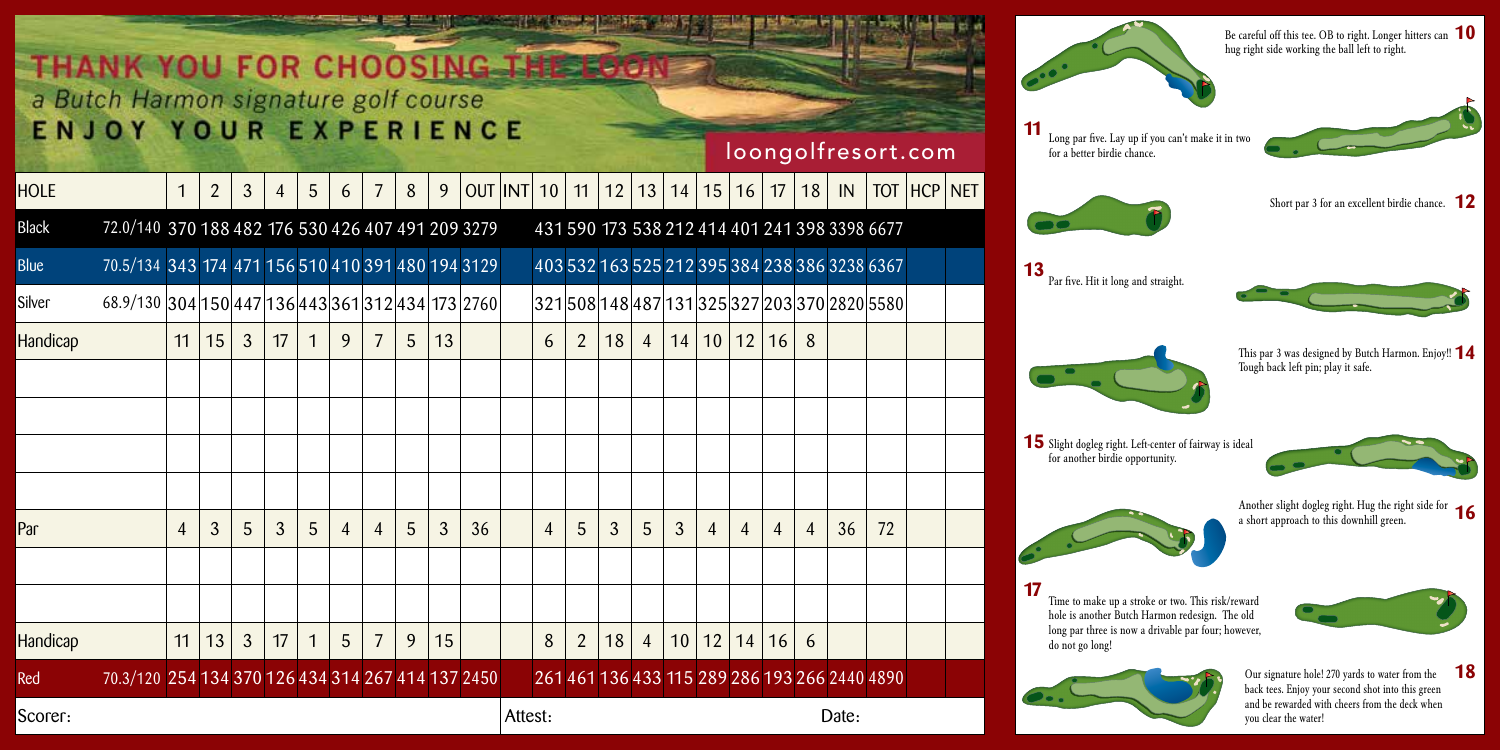# THANK YOU FOR CHOOSING THE LOON

*a Butch Harmon signature golf course*

## ENJOY YOUR EXPERIENCE

loongolfresort.com

| HOLE | | 1 | 2 | 3 | 4 | 5 | 6 | 7 | 8 | 9 | OUT | INT | 10 | 11 | 12 | 13 | 14 | 15 | 16 | 17 | 18 | IN | TOT | HCP | NET |
|---|---|---|---|---|---|---|---|---|---|---|---|---|---|---|---|---|---|---|---|---|---|---|---|---|---|
| Black | 72.0/140 | 370 | 188 | 482 | 176 | 530 | 426 | 407 | 491 | 209 | 3279 | | 431 | 590 | 173 | 538 | 212 | 414 | 401 | 241 | 398 | 3398 | 6677 | | |
| Blue | 70.5/134 | 343 | 174 | 471 | 156 | 510 | 410 | 391 | 480 | 194 | 3129 | | 403 | 532 | 163 | 525 | 212 | 395 | 384 | 238 | 386 | 3238 | 6367 | | |
| Silver | 68.9/130 | 304 | 150 | 447 | 136 | 443 | 361 | 312 | 434 | 173 | 2760 | | 321 | 508 | 148 | 487 | 131 | 325 | 327 | 203 | 370 | 2820 | 5580 | | |
| Handicap | | 11 | 15 | 3 | 17 | 1 | 9 | 7 | 5 | 13 | | | 6 | 2 | 18 | 4 | 14 | 10 | 12 | 16 | 8 | | | | |
| | | | | | | | | | | | | | | | | | | | | | | | | | |
| | | | | | | | | | | | | | | | | | | | | | | | | | |
| | | | | | | | | | | | | | | | | | | | | | | | | | |
| | | | | | | | | | | | | | | | | | | | | | | | | | |
| Par | | 4 | 3 | 5 | 3 | 5 | 4 | 4 | 5 | 3 | 36 | | 4 | 5 | 3 | 5 | 3 | 4 | 4 | 4 | 4 | 36 | 72 | | |
| | | | | | | | | | | | | | | | | | | | | | | | | | |
| | | | | | | | | | | | | | | | | | | | | | | | | | |
| Handicap | | 11 | 13 | 3 | 17 | 1 | 5 | 7 | 9 | 15 | | | 8 | 2 | 18 | 4 | 10 | 12 | 14 | 16 | 6 | | | | |
| Red | 70.3/120 | 254 | 134 | 370 | 126 | 434 | 314 | 267 | 414 | 137 | 2450 | | 261 | 461 | 136 | 433 | 115 | 289 | 286 | 193 | 266 | 2440 | 4890 | | |

Scorer: Attest: Date:

**10** Be careful off this tee. OB to right. Longer hitters can hug right side working the ball left to right.

**11** Long par five. Lay up if you can't make it in two for a better birdie chance.

**12** Short par 3 for an excellent birdie chance.

**13** Par five. Hit it long and straight.

**14** This par 3 was designed by Butch Harmon. Enjoy!! Tough back left pin; play it safe.

**15** Slight dogleg right. Left-center of fairway is ideal for another birdie opportunity.

**16** Another slight dogleg right. Hug the right side for a short approach to this downhill green.

**17** Time to make up a stroke or two. This risk/reward hole is another Butch Harmon redesign. The old long par three is now a drivable par four; however, do not go long!

**18** Our signature hole! 270 yards to water from the back tees. Enjoy your second shot into this green and be rewarded with cheers from the deck when you clear the water!